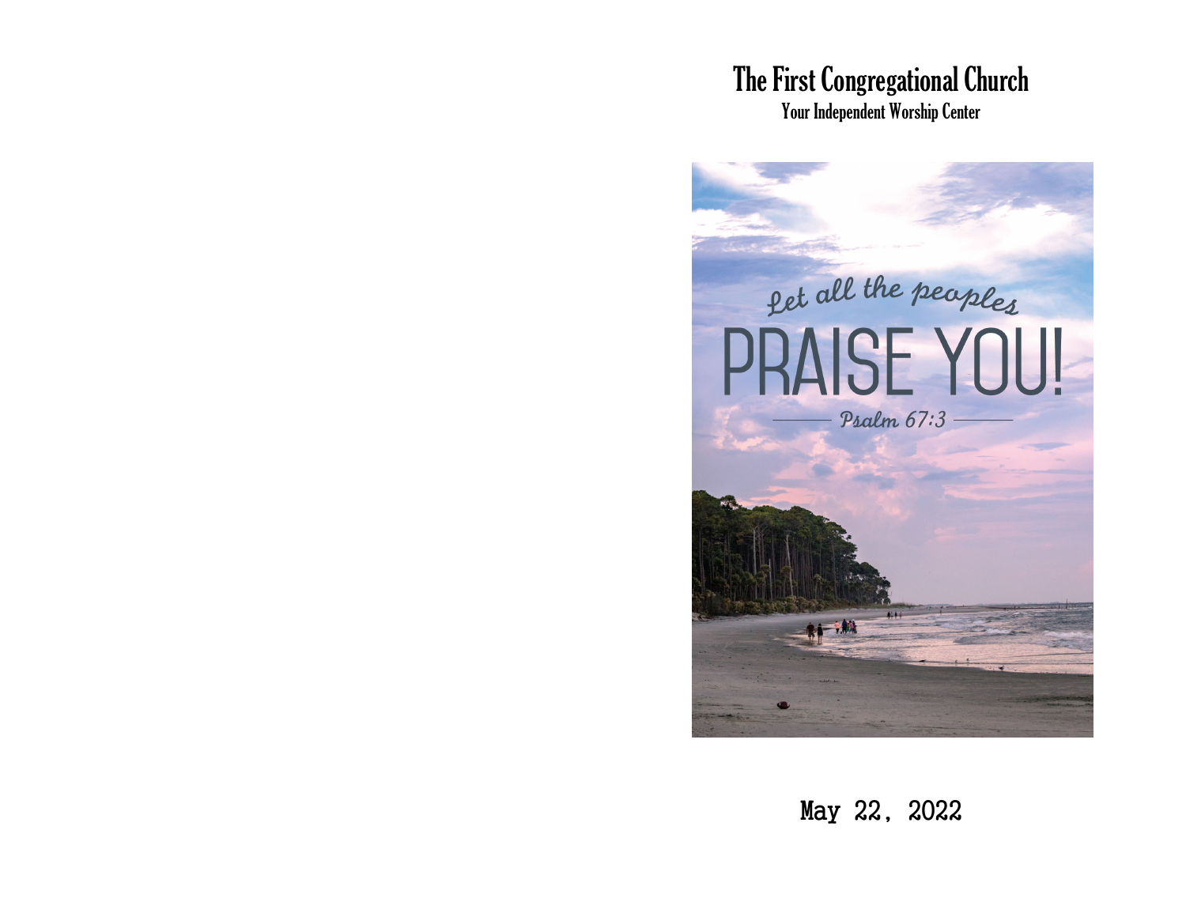# The First Congregational Church

Your Independent Worship Center

Let all the peoples

PRAISE YOU!

Psalm 67:3

May 22, 2022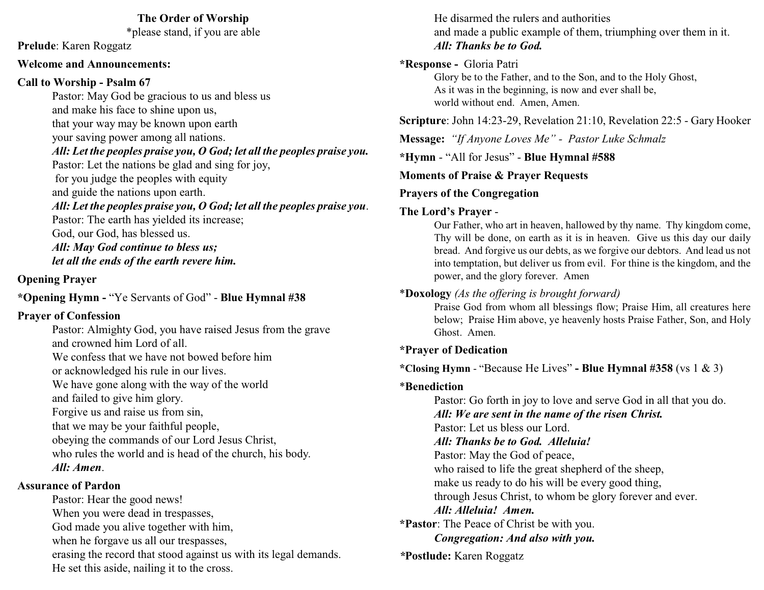## The Order of Worship

*please stand, if you are able

**Prelude**: Karen Roggatz

**Welcome and Announcements:**

**Call to Worship - Psalm 67**

Pastor: May God be gracious to us and bless us
and make his face to shine upon us,
that your way may be known upon earth
your saving power among all nations.
***All: Let the peoples praise you, O God; let all the peoples praise you.***
Pastor: Let the nations be glad and sing for joy,
for you judge the peoples with equity
and guide the nations upon earth.
***All: Let the peoples praise you, O God; let all the peoples praise you***.
Pastor: The earth has yielded its increase;
God, our God, has blessed us.
***All: May God continue to bless us;***
***let all the ends of the earth revere him.***

**Opening Prayer**

***Opening Hymn -** "Ye Servants of God" - **Blue Hymnal #38**

**Prayer of Confession**

Pastor: Almighty God, you have raised Jesus from the grave
and crowned him Lord of all.
We confess that we have not bowed before him
or acknowledged his rule in our lives.
We have gone along with the way of the world
and failed to give him glory.
Forgive us and raise us from sin,
that we may be your faithful people,
obeying the commands of our Lord Jesus Christ,
who rules the world and is head of the church, his body.
***All: Amen***.

**Assurance of Pardon**

Pastor: Hear the good news!
When you were dead in trespasses,
God made you alive together with him,
when he forgave us all our trespasses,
erasing the record that stood against us with its legal demands.
He set this aside, nailing it to the cross.
He disarmed the rulers and authorities
and made a public example of them, triumphing over them in it.
***All: Thanks be to God.***

***Response -** Gloria Patri

Glory be to the Father, and to the Son, and to the Holy Ghost,
As it was in the beginning, is now and ever shall be,
world without end. Amen, Amen.

**Scripture**: John 14:23-29, Revelation 21:10, Revelation 22:5 - Gary Hooker

**Message:** *"If Anyone Loves Me" - Pastor Luke Schmalz*

***Hymn** - "All for Jesus" - **Blue Hymnal #588**

**Moments of Praise & Prayer Requests**

**Prayers of the Congregation**

**The Lord's Prayer** -

Our Father, who art in heaven, hallowed by thy name. Thy kingdom come, Thy will be done, on earth as it is in heaven. Give us this day our daily bread. And forgive us our debts, as we forgive our debtors. And lead us not into temptation, but deliver us from evil. For thine is the kingdom, and the power, and the glory forever. Amen

*__Doxology__ *(As the offering is brought forward)*

Praise God from whom all blessings flow; Praise Him, all creatures here below; Praise Him above, ye heavenly hosts Praise Father, Son, and Holy Ghost. Amen.

***Prayer of Dedication**

***Closing Hymn** - "Because He Lives" **- Blue Hymnal #358** (vs 1 & 3)

*__Benediction__

Pastor: Go forth in joy to love and serve God in all that you do.
***All: We are sent in the name of the risen Christ.***
Pastor: Let us bless our Lord.
***All: Thanks be to God. Alleluia!***
Pastor: May the God of peace,
who raised to life the great shepherd of the sheep,
make us ready to do his will be every good thing,
through Jesus Christ, to whom be glory forever and ever.
***All: Alleluia! Amen.***

***Pastor**: The Peace of Christ be with you.
***Congregation: And also with you.***

***Postlude:** Karen Roggatz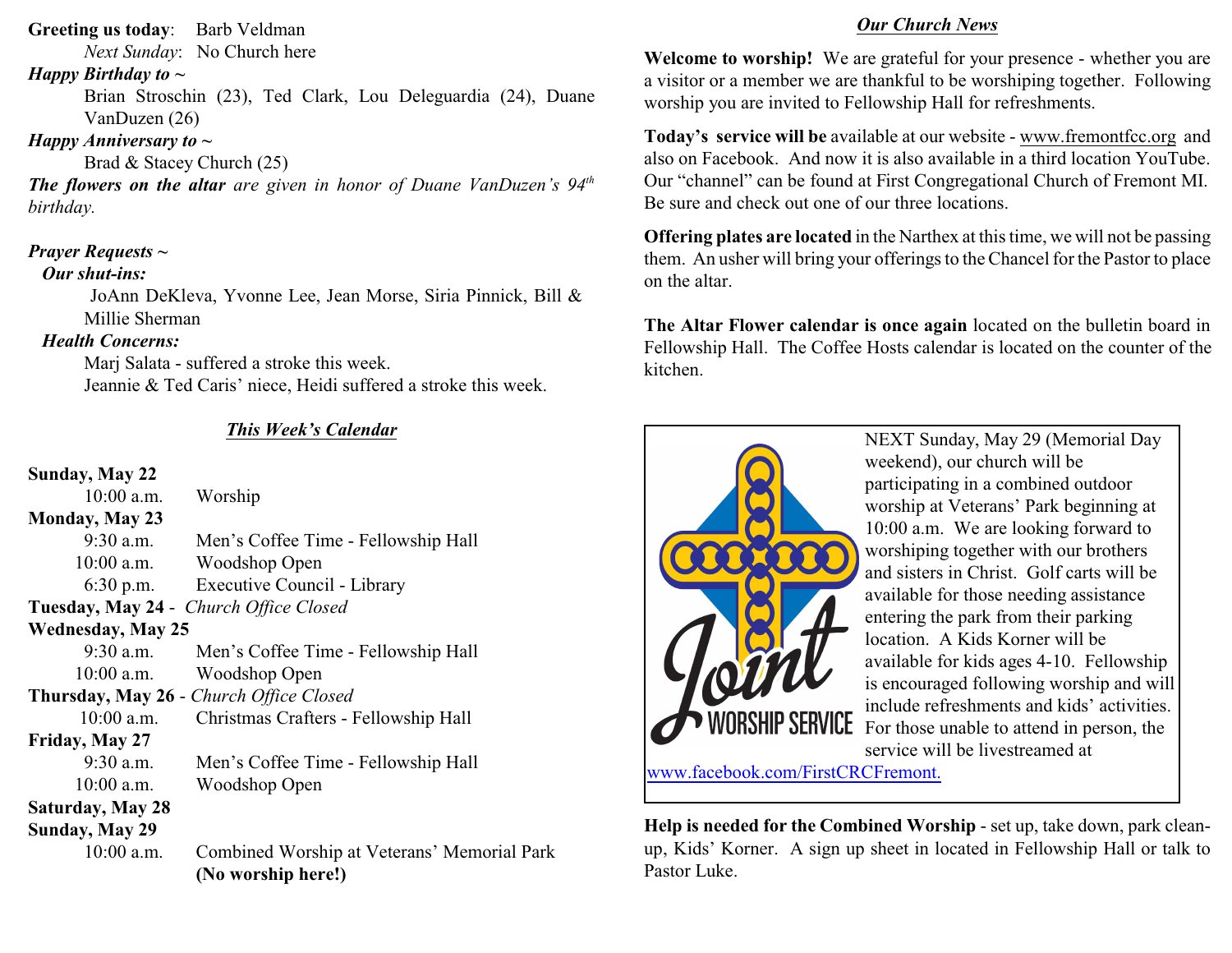**Greeting us today**: Barb Veldman
*Next Sunday*: No Church here

***Happy Birthday to ~***
Brian Stroschin (23), Ted Clark, Lou Deleguardia (24), Duane VanDuzen (26)

***Happy Anniversary to ~***
Brad & Stacey Church (25)

***The flowers on the altar** are given in honor of Duane VanDuzen's 94th birthday.*

***Prayer Requests ~***

***Our shut-ins:***
JoAnn DeKleva, Yvonne Lee, Jean Morse, Siria Pinnick, Bill & Millie Sherman

***Health Concerns:***
Marj Salata - suffered a stroke this week.
Jeannie & Ted Caris' niece, Heidi suffered a stroke this week.

## *This Week's Calendar*

**Sunday, May 22**
10:00 a.m. Worship

**Monday, May 23**
9:30 a.m. Men's Coffee Time - Fellowship Hall
10:00 a.m. Woodshop Open
6:30 p.m. Executive Council - Library

**Tuesday, May 24** - *Church Office Closed*

**Wednesday, May 25**
9:30 a.m. Men's Coffee Time - Fellowship Hall
10:00 a.m. Woodshop Open

**Thursday, May 26** - *Church Office Closed*
10:00 a.m. Christmas Crafters - Fellowship Hall

**Friday, May 27**
9:30 a.m. Men's Coffee Time - Fellowship Hall
10:00 a.m. Woodshop Open

**Saturday, May 28**

**Sunday, May 29**
10:00 a.m. Combined Worship at Veterans' Memorial Park **(No worship here!)**

## *Our Church News*

**Welcome to worship!** We are grateful for your presence - whether you are a visitor or a member we are thankful to be worshiping together. Following worship you are invited to Fellowship Hall for refreshments.

**Today's service will be** available at our website - www.fremontfcc.org and also on Facebook. And now it is also available in a third location YouTube. Our "channel" can be found at First Congregational Church of Fremont MI. Be sure and check out one of our three locations.

**Offering plates are located** in the Narthex at this time, we will not be passing them. An usher will bring your offerings to the Chancel for the Pastor to place on the altar.

**The Altar Flower calendar is once again** located on the bulletin board in Fellowship Hall. The Coffee Hosts calendar is located on the counter of the kitchen.

Joint WORSHIP SERVICE

NEXT Sunday, May 29 (Memorial Day weekend), our church will be participating in a combined outdoor worship at Veterans' Park beginning at 10:00 a.m. We are looking forward to worshiping together with our brothers and sisters in Christ. Golf carts will be available for those needing assistance entering the park from their parking location. A Kids Korner will be available for kids ages 4-10. Fellowship is encouraged following worship and will include refreshments and kids' activities. For those unable to attend in person, the service will be livestreamed at www.facebook.com/FirstCRCFremont.

**Help is needed for the Combined Worship** - set up, take down, park clean-up, Kids' Korner. A sign up sheet in located in Fellowship Hall or talk to Pastor Luke.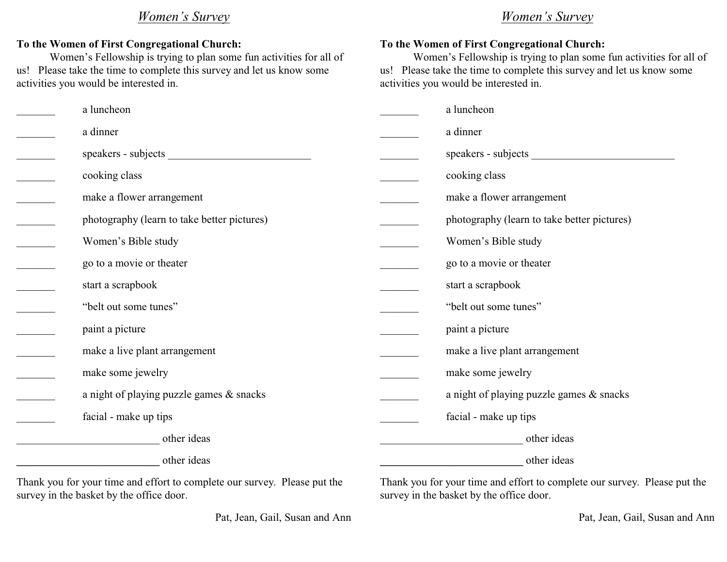*Women's Survey*

**To the Women of First Congregational Church:**

Women's Fellowship is trying to plan some fun activities for all of us! Please take the time to complete this survey and let us know some activities you would be interested in.

_______ a luncheon

_______ a dinner

_______ speakers - subjects ___________________________

_______ cooking class

_______ make a flower arrangement

_______ photography (learn to take better pictures)

_______ Women's Bible study

_______ go to a movie or theater

_______ start a scrapbook

_______ "belt out some tunes"

_______ paint a picture

_______ make a live plant arrangement

_______ make some jewelry

_______ a night of playing puzzle games & snacks

_______ facial - make up tips

__________________________ other ideas

__________________________ other ideas

Thank you for your time and effort to complete our survey. Please put the survey in the basket by the office door.

Pat, Jean, Gail, Susan and Ann

*Women's Survey*

**To the Women of First Congregational Church:**

Women's Fellowship is trying to plan some fun activities for all of us! Please take the time to complete this survey and let us know some activities you would be interested in.

_______ a luncheon

_______ a dinner

_______ speakers - subjects ___________________________

_______ cooking class

_______ make a flower arrangement

_______ photography (learn to take better pictures)

_______ Women's Bible study

_______ go to a movie or theater

_______ start a scrapbook

_______ "belt out some tunes"

_______ paint a picture

_______ make a live plant arrangement

_______ make some jewelry

_______ a night of playing puzzle games & snacks

_______ facial - make up tips

__________________________ other ideas

__________________________ other ideas

Thank you for your time and effort to complete our survey. Please put the survey in the basket by the office door.

Pat, Jean, Gail, Susan and Ann